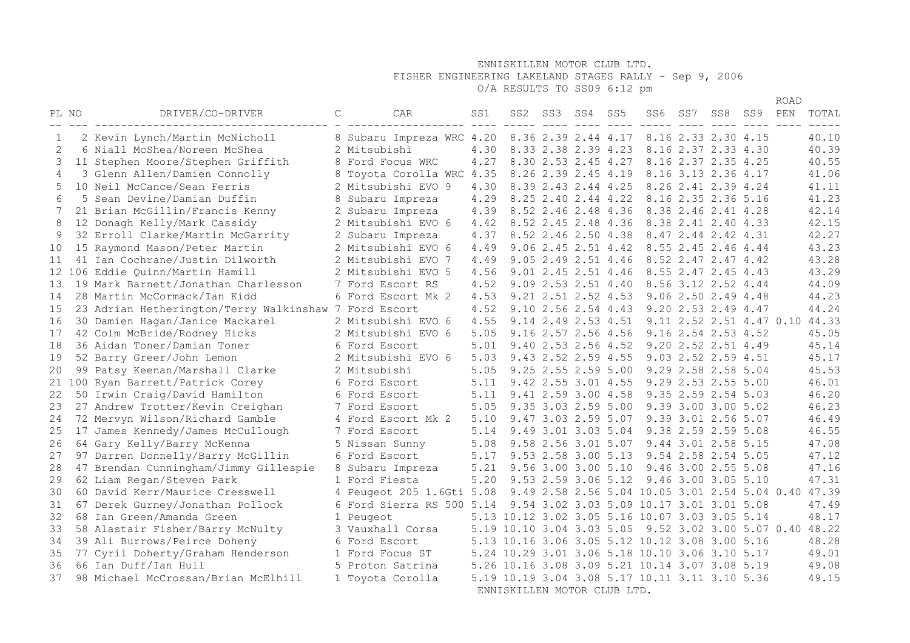# ENNISKILLEN MOTOR CLUB LTD.

## FISHER ENGINEERING LAKELAND STAGES RALLY - Sep 9, 2006

### O/A RESULTS TO SS09 6:12 pm

| PL | NO | DRIVER/CO-DRIVER | C | CAR | SS1 | SS2 | SS3 | SS4 | SS5 | SS6 | SS7 | SS8 | SS9 | ROAD PEN | TOTAL |
|---|---|---|---|---|---|---|---|---|---|---|---|---|---|---|---|
| 1 | 2 | Kevin Lynch/Martin McNicholl | 8 | Subaru Impreza WRC | 4.20 | 8.36 | 2.39 | 2.44 | 4.17 | 8.16 | 2.33 | 2.30 | 4.15 | | 40.10 |
| 2 | 6 | Niall McShea/Noreen McShea | 2 | Mitsubishi | 4.30 | 8.33 | 2.38 | 2.39 | 4.23 | 8.16 | 2.37 | 2.33 | 4.30 | | 40.39 |
| 3 | 11 | Stephen Moore/Stephen Griffith | 8 | Ford Focus WRC | 4.27 | 8.30 | 2.53 | 2.45 | 4.27 | 8.16 | 2.37 | 2.35 | 4.25 | | 40.55 |
| 4 | 3 | Glenn Allen/Damien Connolly | 8 | Toyota Corolla WRC | 4.35 | 8.26 | 2.39 | 2.45 | 4.19 | 8.16 | 3.13 | 2.36 | 4.17 | | 41.06 |
| 5 | 10 | Neil McCance/Sean Ferris | 2 | Mitsubishi EVO 9 | 4.30 | 8.39 | 2.43 | 2.44 | 4.25 | 8.26 | 2.41 | 2.39 | 4.24 | | 41.11 |
| 6 | 5 | Sean Devine/Damian Duffin | 8 | Subaru Impreza | 4.29 | 8.25 | 2.40 | 2.44 | 4.22 | 8.16 | 2.35 | 2.36 | 5.16 | | 41.23 |
| 7 | 21 | Brian McGillin/Francis Kenny | 2 | Subaru Impreza | 4.39 | 8.52 | 2.46 | 2.48 | 4.36 | 8.38 | 2.46 | 2.41 | 4.28 | | 42.14 |
| 8 | 12 | Donagh Kelly/Mark Cassidy | 2 | Mitsubishi EVO 6 | 4.42 | 8.52 | 2.45 | 2.48 | 4.36 | 8.38 | 2.41 | 2.40 | 4.33 | | 42.15 |
| 9 | 32 | Erroll Clarke/Martin McGarrity | 2 | Subaru Impreza | 4.37 | 8.52 | 2.46 | 2.50 | 4.38 | 8.47 | 2.44 | 2.42 | 4.31 | | 42.27 |
| 10 | 15 | Raymond Mason/Peter Martin | 2 | Mitsubishi EVO 6 | 4.49 | 9.06 | 2.45 | 2.51 | 4.42 | 8.55 | 2.45 | 2.46 | 4.44 | | 43.23 |
| 11 | 41 | Ian Cochrane/Justin Dilworth | 2 | Mitsubishi EVO 7 | 4.49 | 9.05 | 2.49 | 2.51 | 4.46 | 8.52 | 2.47 | 2.47 | 4.42 | | 43.28 |
| 12 | 106 | Eddie Quinn/Martin Hamill | 2 | Mitsubishi EVO 5 | 4.56 | 9.01 | 2.45 | 2.51 | 4.46 | 8.55 | 2.47 | 2.45 | 4.43 | | 43.29 |
| 13 | 19 | Mark Barnett/Jonathan Charlesson | 7 | Ford Escort RS | 4.52 | 9.09 | 2.53 | 2.51 | 4.40 | 8.56 | 3.12 | 2.52 | 4.44 | | 44.09 |
| 14 | 28 | Martin McCormack/Ian Kidd | 6 | Ford Escort Mk 2 | 4.53 | 9.21 | 2.51 | 2.52 | 4.53 | 9.06 | 2.50 | 2.49 | 4.48 | | 44.23 |
| 15 | 23 | Adrian Hetherington/Terry Walkinshaw | 7 | Ford Escort | 4.52 | 9.10 | 2.56 | 2.54 | 4.43 | 9.20 | 2.53 | 2.49 | 4.47 | | 44.24 |
| 16 | 30 | Damien Hagan/Janice Mackarel | 2 | Mitsubishi EVO 6 | 4.55 | 9.14 | 2.49 | 2.53 | 4.51 | 9.11 | 2.52 | 2.51 | 4.47 | 0.10 | 44.33 |
| 17 | 42 | Colm McBride/Rodney Hicks | 2 | Mitsubishi EVO 6 | 5.05 | 9.16 | 2.57 | 2.56 | 4.56 | 9.16 | 2.54 | 2.53 | 4.52 | | 45.05 |
| 18 | 36 | Aidan Toner/Damian Toner | 6 | Ford Escort | 5.01 | 9.40 | 2.53 | 2.56 | 4.52 | 9.20 | 2.52 | 2.51 | 4.49 | | 45.14 |
| 19 | 52 | Barry Greer/John Lemon | 2 | Mitsubishi EVO 6 | 5.03 | 9.43 | 2.52 | 2.59 | 4.55 | 9.03 | 2.52 | 2.59 | 4.51 | | 45.17 |
| 20 | 99 | Patsy Keenan/Marshall Clarke | 2 | Mitsubishi | 5.05 | 9.25 | 2.55 | 2.59 | 5.00 | 9.29 | 2.58 | 2.58 | 5.04 | | 45.53 |
| 21 | 100 | Ryan Barrett/Patrick Corey | 6 | Ford Escort | 5.11 | 9.42 | 2.55 | 3.01 | 4.55 | 9.29 | 2.53 | 2.55 | 5.00 | | 46.01 |
| 22 | 50 | Irwin Craig/David Hamilton | 6 | Ford Escort | 5.11 | 9.41 | 2.59 | 3.00 | 4.58 | 9.35 | 2.59 | 2.54 | 5.03 | | 46.20 |
| 23 | 27 | Andrew Trotter/Kevin Creighan | 7 | Ford Escort | 5.05 | 9.35 | 3.03 | 2.59 | 5.00 | 9.39 | 3.00 | 3.00 | 5.02 | | 46.23 |
| 24 | 72 | Mervyn Wilson/Richard Gamble | 4 | Ford Escort Mk 2 | 5.10 | 9.47 | 3.03 | 2.59 | 5.07 | 9.39 | 3.01 | 2.56 | 5.07 | | 46.49 |
| 25 | 17 | James Kennedy/James McCullough | 7 | Ford Escort | 5.14 | 9.49 | 3.01 | 3.03 | 5.04 | 9.38 | 2.59 | 2.59 | 5.08 | | 46.55 |
| 26 | 64 | Gary Kelly/Barry McKenna | 5 | Nissan Sunny | 5.08 | 9.58 | 2.56 | 3.01 | 5.07 | 9.44 | 3.01 | 2.58 | 5.15 | | 47.08 |
| 27 | 97 | Darren Donnelly/Barry McGillin | 6 | Ford Escort | 5.17 | 9.53 | 2.58 | 3.00 | 5.13 | 9.54 | 2.58 | 2.54 | 5.05 | | 47.12 |
| 28 | 47 | Brendan Cunningham/Jimmy Gillespie | 8 | Subaru Impreza | 5.21 | 9.56 | 3.00 | 3.00 | 5.10 | 9.46 | 3.00 | 2.55 | 5.08 | | 47.16 |
| 29 | 62 | Liam Regan/Steven Park | 1 | Ford Fiesta | 5.20 | 9.53 | 2.59 | 3.06 | 5.12 | 9.46 | 3.00 | 3.05 | 5.10 | | 47.31 |
| 30 | 60 | David Kerr/Maurice Cresswell | 4 | Peugeot 205 1.6Gti | 5.08 | 9.49 | 2.58 | 2.56 | 5.04 | 10.05 | 3.01 | 2.54 | 5.04 | 0.40 | 47.39 |
| 31 | 67 | Derek Gurney/Jonathan Pollock | 6 | Ford Sierra RS 500 | 5.14 | 9.54 | 3.02 | 3.03 | 5.09 | 10.17 | 3.01 | 3.01 | 5.08 | | 47.49 |
| 32 | 68 | Ian Green/Amanda Green | 1 | Peugeot | 5.13 | 10.12 | 3.02 | 3.05 | 5.16 | 10.07 | 3.03 | 3.05 | 5.14 | | 48.17 |
| 33 | 58 | Alastair Fisher/Barry McNulty | 3 | Vauxhall Corsa | 5.19 | 10.10 | 3.04 | 3.03 | 5.05 | 9.52 | 3.02 | 3.00 | 5.07 | 0.40 | 48.22 |
| 34 | 39 | Ali Burrows/Peirce Doheny | 6 | Ford Escort | 5.13 | 10.16 | 3.06 | 3.05 | 5.12 | 10.12 | 3.08 | 3.00 | 5.16 | | 48.28 |
| 35 | 77 | Cyril Doherty/Graham Henderson | 1 | Ford Focus ST | 5.24 | 10.29 | 3.01 | 3.06 | 5.18 | 10.10 | 3.06 | 3.10 | 5.17 | | 49.01 |
| 36 | 66 | Ian Duff/Ian Hull | 5 | Proton Satrina | 5.26 | 10.16 | 3.08 | 3.09 | 5.21 | 10.14 | 3.07 | 3.08 | 5.19 | | 49.08 |
| 37 | 98 | Michael McCrossan/Brian McElhill | 1 | Toyota Corolla | 5.19 | 10.19 | 3.04 | 3.08 | 5.17 | 10.11 | 3.11 | 3.10 | 5.36 | | 49.15 |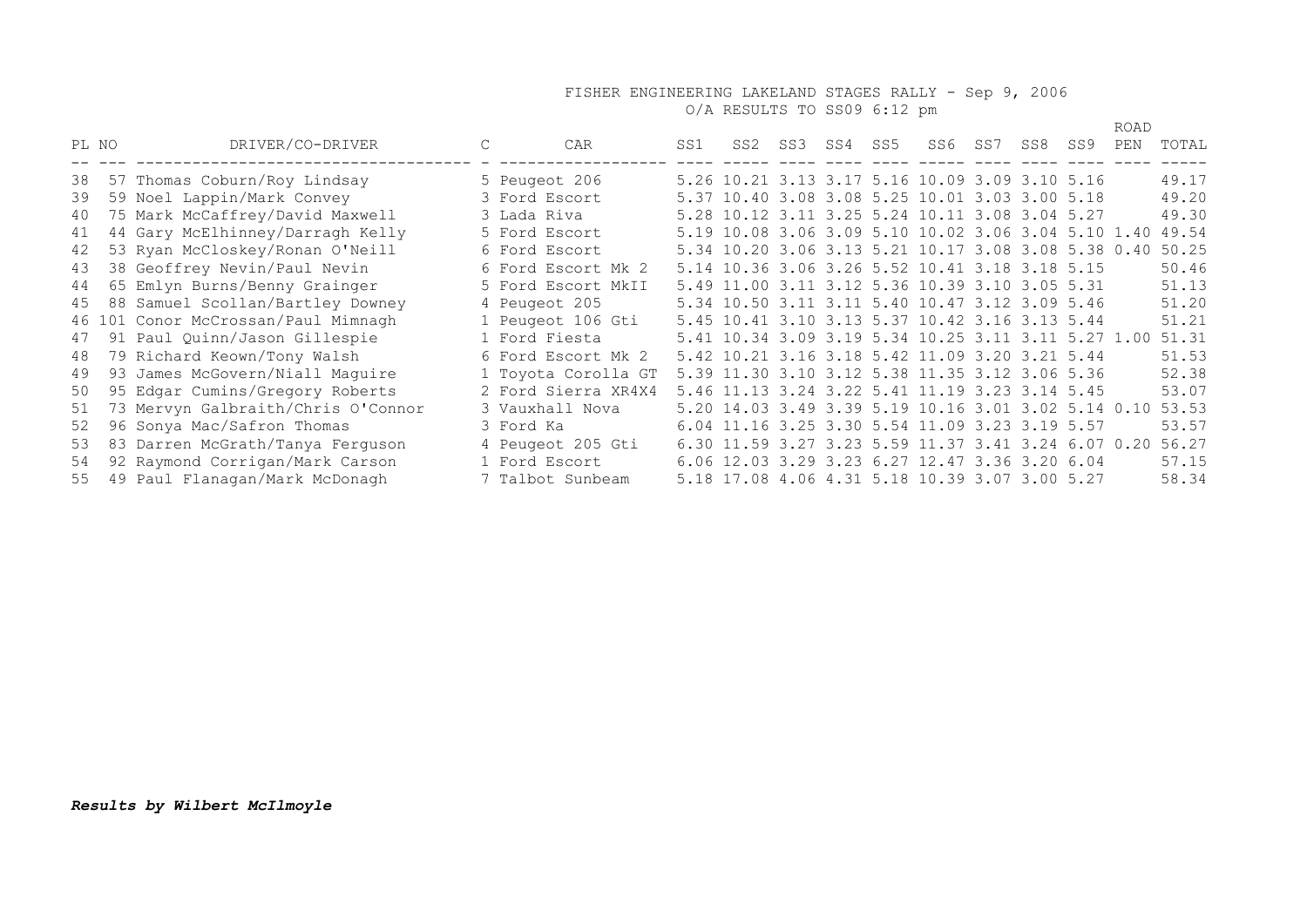FISHER ENGINEERING LAKELAND STAGES RALLY - Sep 9, 2006

O/A RESULTS TO SS09 6:12 pm

| PL | NO | DRIVER/CO-DRIVER | C | CAR | SS1 | SS2 | SS3 | SS4 | SS5 | SS6 | SS7 | SS8 | SS9 | ROAD PEN | TOTAL |
|---|---|---|---|---|---|---|---|---|---|---|---|---|---|---|---|
| 38 | 57 | Thomas Coburn/Roy Lindsay | 5 | Peugeot 206 | 5.26 | 10.21 | 3.13 | 3.17 | 5.16 | 10.09 | 3.09 | 3.10 | 5.16 | | 49.17 |
| 39 | 59 | Noel Lappin/Mark Convey | 3 | Ford Escort | 5.37 | 10.40 | 3.08 | 3.08 | 5.25 | 10.01 | 3.03 | 3.00 | 5.18 | | 49.20 |
| 40 | 75 | Mark McCaffrey/David Maxwell | 3 | Lada Riva | 5.28 | 10.12 | 3.11 | 3.25 | 5.24 | 10.11 | 3.08 | 3.04 | 5.27 | | 49.30 |
| 41 | 44 | Gary McElhinney/Darragh Kelly | 5 | Ford Escort | 5.19 | 10.08 | 3.06 | 3.09 | 5.10 | 10.02 | 3.06 | 3.04 | 5.10 | 1.40 | 49.54 |
| 42 | 53 | Ryan McCloskey/Ronan O'Neill | 6 | Ford Escort | 5.34 | 10.20 | 3.06 | 3.13 | 5.21 | 10.17 | 3.08 | 3.08 | 5.38 | 0.40 | 50.25 |
| 43 | 38 | Geoffrey Nevin/Paul Nevin | 6 | Ford Escort Mk 2 | 5.14 | 10.36 | 3.06 | 3.26 | 5.52 | 10.41 | 3.18 | 3.18 | 5.15 | | 50.46 |
| 44 | 65 | Emlyn Burns/Benny Grainger | 5 | Ford Escort MkII | 5.49 | 11.00 | 3.11 | 3.12 | 5.36 | 10.39 | 3.10 | 3.05 | 5.31 | | 51.13 |
| 45 | 88 | Samuel Scollan/Bartley Downey | 4 | Peugeot 205 | 5.34 | 10.50 | 3.11 | 3.11 | 5.40 | 10.47 | 3.12 | 3.09 | 5.46 | | 51.20 |
| 46 | 101 | Conor McCrossan/Paul Mimnagh | 1 | Peugeot 106 Gti | 5.45 | 10.41 | 3.10 | 3.13 | 5.37 | 10.42 | 3.16 | 3.13 | 5.44 | | 51.21 |
| 47 | 91 | Paul Quinn/Jason Gillespie | 1 | Ford Fiesta | 5.41 | 10.34 | 3.09 | 3.19 | 5.34 | 10.25 | 3.11 | 3.11 | 5.27 | 1.00 | 51.31 |
| 48 | 79 | Richard Keown/Tony Walsh | 6 | Ford Escort Mk 2 | 5.42 | 10.21 | 3.16 | 3.18 | 5.42 | 11.09 | 3.20 | 3.21 | 5.44 | | 51.53 |
| 49 | 93 | James McGovern/Niall Maguire | 1 | Toyota Corolla GT | 5.39 | 11.30 | 3.10 | 3.12 | 5.38 | 11.35 | 3.12 | 3.06 | 5.36 | | 52.38 |
| 50 | 95 | Edgar Cumins/Gregory Roberts | 2 | Ford Sierra XR4X4 | 5.46 | 11.13 | 3.24 | 3.22 | 5.41 | 11.19 | 3.23 | 3.14 | 5.45 | | 53.07 |
| 51 | 73 | Mervyn Galbraith/Chris O'Connor | 3 | Vauxhall Nova | 5.20 | 14.03 | 3.49 | 3.39 | 5.19 | 10.16 | 3.01 | 3.02 | 5.14 | 0.10 | 53.53 |
| 52 | 96 | Sonya Mac/Safron Thomas | 3 | Ford Ka | 6.04 | 11.16 | 3.25 | 3.30 | 5.54 | 11.09 | 3.23 | 3.19 | 5.57 | | 53.57 |
| 53 | 83 | Darren McGrath/Tanya Ferguson | 4 | Peugeot 205 Gti | 6.30 | 11.59 | 3.27 | 3.23 | 5.59 | 11.37 | 3.41 | 3.24 | 6.07 | 0.20 | 56.27 |
| 54 | 92 | Raymond Corrigan/Mark Carson | 1 | Ford Escort | 6.06 | 12.03 | 3.29 | 3.23 | 6.27 | 12.47 | 3.36 | 3.20 | 6.04 | | 57.15 |
| 55 | 49 | Paul Flanagan/Mark McDonagh | 7 | Talbot Sunbeam | 5.18 | 17.08 | 4.06 | 4.31 | 5.18 | 10.39 | 3.07 | 3.00 | 5.27 | | 58.34 |

***Results by Wilbert McIlmoyle***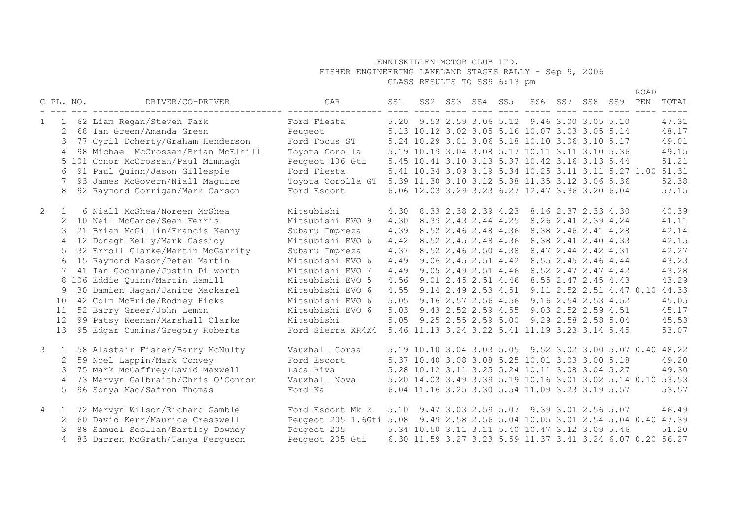# ENNISKILLEN MOTOR CLUB LTD.

## FISHER ENGINEERING LAKELAND STAGES RALLY - Sep 9, 2006

### CLASS RESULTS TO SS9 6:13 pm

| C | PL. | NO. | DRIVER/CO-DRIVER | CAR | SS1 | SS2 | SS3 | SS4 | SS5 | SS6 | SS7 | SS8 | SS9 | ROAD PEN | TOTAL |
|---|---|---|---|---|---|---|---|---|---|---|---|---|---|---|---|
| 1 | 1 | 62 | Liam Regan/Steven Park | Ford Fiesta | 5.20 | 9.53 | 2.59 | 3.06 | 5.12 | 9.46 | 3.00 | 3.05 | 5.10 | | 47.31 |
| | 2 | 68 | Ian Green/Amanda Green | Peugeot | 5.13 | 10.12 | 3.02 | 3.05 | 5.16 | 10.07 | 3.03 | 3.05 | 5.14 | | 48.17 |
| | 3 | 77 | Cyril Doherty/Graham Henderson | Ford Focus ST | 5.24 | 10.29 | 3.01 | 3.06 | 5.18 | 10.10 | 3.06 | 3.10 | 5.17 | | 49.01 |
| | 4 | 98 | Michael McCrossan/Brian McElhill | Toyota Corolla | 5.19 | 10.19 | 3.04 | 3.08 | 5.17 | 10.11 | 3.11 | 3.10 | 5.36 | | 49.15 |
| | 5 | 101 | Conor McCrossan/Paul Mimnagh | Peugeot 106 Gti | 5.45 | 10.41 | 3.10 | 3.13 | 5.37 | 10.42 | 3.16 | 3.13 | 5.44 | | 51.21 |
| | 6 | 91 | Paul Quinn/Jason Gillespie | Ford Fiesta | 5.41 | 10.34 | 3.09 | 3.19 | 5.34 | 10.25 | 3.11 | 3.11 | 5.27 | 1.00 | 51.31 |
| | 7 | 93 | James McGovern/Niall Maguire | Toyota Corolla GT | 5.39 | 11.30 | 3.10 | 3.12 | 5.38 | 11.35 | 3.12 | 3.06 | 5.36 | | 52.38 |
| | 8 | 92 | Raymond Corrigan/Mark Carson | Ford Escort | 6.06 | 12.03 | 3.29 | 3.23 | 6.27 | 12.47 | 3.36 | 3.20 | 6.04 | | 57.15 |
| 2 | 1 | 6 | Niall McShea/Noreen McShea | Mitsubishi | 4.30 | 8.33 | 2.38 | 2.39 | 4.23 | 8.16 | 2.37 | 2.33 | 4.30 | | 40.39 |
| | 2 | 10 | Neil McCance/Sean Ferris | Mitsubishi EVO 9 | 4.30 | 8.39 | 2.43 | 2.44 | 4.25 | 8.26 | 2.41 | 2.39 | 4.24 | | 41.11 |
| | 3 | 21 | Brian McGillin/Francis Kenny | Subaru Impreza | 4.39 | 8.52 | 2.46 | 2.48 | 4.36 | 8.38 | 2.46 | 2.41 | 4.28 | | 42.14 |
| | 4 | 12 | Donagh Kelly/Mark Cassidy | Mitsubishi EVO 6 | 4.42 | 8.52 | 2.45 | 2.48 | 4.36 | 8.38 | 2.41 | 2.40 | 4.33 | | 42.15 |
| | 5 | 32 | Erroll Clarke/Martin McGarrity | Subaru Impreza | 4.37 | 8.52 | 2.46 | 2.50 | 4.38 | 8.47 | 2.44 | 2.42 | 4.31 | | 42.27 |
| | 6 | 15 | Raymond Mason/Peter Martin | Mitsubishi EVO 6 | 4.49 | 9.06 | 2.45 | 2.51 | 4.42 | 8.55 | 2.45 | 2.46 | 4.44 | | 43.23 |
| | 7 | 41 | Ian Cochrane/Justin Dilworth | Mitsubishi EVO 7 | 4.49 | 9.05 | 2.49 | 2.51 | 4.46 | 8.52 | 2.47 | 2.47 | 4.42 | | 43.28 |
| | 8 | 106 | Eddie Quinn/Martin Hamill | Mitsubishi EVO 5 | 4.56 | 9.01 | 2.45 | 2.51 | 4.46 | 8.55 | 2.47 | 2.45 | 4.43 | | 43.29 |
| | 9 | 30 | Damien Hagan/Janice Mackarel | Mitsubishi EVO 6 | 4.55 | 9.14 | 2.49 | 2.53 | 4.51 | 9.11 | 2.52 | 2.51 | 4.47 | 0.10 | 44.33 |
| | 10 | 42 | Colm McBride/Rodney Hicks | Mitsubishi EVO 6 | 5.05 | 9.16 | 2.57 | 2.56 | 4.56 | 9.16 | 2.54 | 2.53 | 4.52 | | 45.05 |
| | 11 | 52 | Barry Greer/John Lemon | Mitsubishi EVO 6 | 5.03 | 9.43 | 2.52 | 2.59 | 4.55 | 9.03 | 2.52 | 2.59 | 4.51 | | 45.17 |
| | 12 | 99 | Patsy Keenan/Marshall Clarke | Mitsubishi | 5.05 | 9.25 | 2.55 | 2.59 | 5.00 | 9.29 | 2.58 | 2.58 | 5.04 | | 45.53 |
| | 13 | 95 | Edgar Cumins/Gregory Roberts | Ford Sierra XR4X4 | 5.46 | 11.13 | 3.24 | 3.22 | 5.41 | 11.19 | 3.23 | 3.14 | 5.45 | | 53.07 |
| 3 | 1 | 58 | Alastair Fisher/Barry McNulty | Vauxhall Corsa | 5.19 | 10.10 | 3.04 | 3.03 | 5.05 | 9.52 | 3.02 | 3.00 | 5.07 | 0.40 | 48.22 |
| | 2 | 59 | Noel Lappin/Mark Convey | Ford Escort | 5.37 | 10.40 | 3.08 | 3.08 | 5.25 | 10.01 | 3.03 | 3.00 | 5.18 | | 49.20 |
| | 3 | 75 | Mark McCaffrey/David Maxwell | Lada Riva | 5.28 | 10.12 | 3.11 | 3.25 | 5.24 | 10.11 | 3.08 | 3.04 | 5.27 | | 49.30 |
| | 4 | 73 | Mervyn Galbraith/Chris O'Connor | Vauxhall Nova | 5.20 | 14.03 | 3.49 | 3.39 | 5.19 | 10.16 | 3.01 | 3.02 | 5.14 | 0.10 | 53.53 |
| | 5 | 96 | Sonya Mac/Safron Thomas | Ford Ka | 6.04 | 11.16 | 3.25 | 3.30 | 5.54 | 11.09 | 3.23 | 3.19 | 5.57 | | 53.57 |
| 4 | 1 | 72 | Mervyn Wilson/Richard Gamble | Ford Escort Mk 2 | 5.10 | 9.47 | 3.03 | 2.59 | 5.07 | 9.39 | 3.01 | 2.56 | 5.07 | | 46.49 |
| | 2 | 60 | David Kerr/Maurice Cresswell | Peugeot 205 1.6Gti | 5.08 | 9.49 | 2.58 | 2.56 | 5.04 | 10.05 | 3.01 | 2.54 | 5.04 | 0.40 | 47.39 |
| | 3 | 88 | Samuel Scollan/Bartley Downey | Peugeot 205 | 5.34 | 10.50 | 3.11 | 3.11 | 5.40 | 10.47 | 3.12 | 3.09 | 5.46 | | 51.20 |
| | 4 | 83 | Darren McGrath/Tanya Ferguson | Peugeot 205 Gti | 6.30 | 11.59 | 3.27 | 3.23 | 5.59 | 11.37 | 3.41 | 3.24 | 6.07 | 0.20 | 56.27 |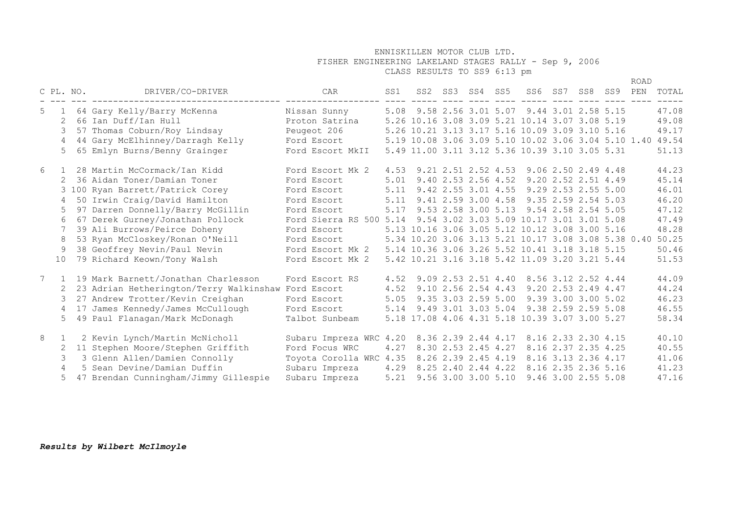# ENNISKILLEN MOTOR CLUB LTD.

## FISHER ENGINEERING LAKELAND STAGES RALLY - Sep 9, 2006

### CLASS RESULTS TO SS9 6:13 pm

| C | PL. | NO. | DRIVER/CO-DRIVER | CAR | SS1 | SS2 | SS3 | SS4 | SS5 | SS6 | SS7 | SS8 | SS9 | ROAD PEN | TOTAL |
|---|---|---|---|---|---|---|---|---|---|---|---|---|---|---|---|
| 5 | 1 | 64 | Gary Kelly/Barry McKenna | Nissan Sunny | 5.08 | 9.58 | 2.56 | 3.01 | 5.07 | 9.44 | 3.01 | 2.58 | 5.15 | | 47.08 |
| | 2 | 66 | Ian Duff/Ian Hull | Proton Satrina | 5.26 | 10.16 | 3.08 | 3.09 | 5.21 | 10.14 | 3.07 | 3.08 | 5.19 | | 49.08 |
| | 3 | 57 | Thomas Coburn/Roy Lindsay | Peugeot 206 | 5.26 | 10.21 | 3.13 | 3.17 | 5.16 | 10.09 | 3.09 | 3.10 | 5.16 | | 49.17 |
| | 4 | 44 | Gary McElhinney/Darragh Kelly | Ford Escort | 5.19 | 10.08 | 3.06 | 3.09 | 5.10 | 10.02 | 3.06 | 3.04 | 5.10 | 1.40 | 49.54 |
| | 5 | 65 | Emlyn Burns/Benny Grainger | Ford Escort MkII | 5.49 | 11.00 | 3.11 | 3.12 | 5.36 | 10.39 | 3.10 | 3.05 | 5.31 | | 51.13 |
| 6 | 1 | 28 | Martin McCormack/Ian Kidd | Ford Escort Mk 2 | 4.53 | 9.21 | 2.51 | 2.52 | 4.53 | 9.06 | 2.50 | 2.49 | 4.48 | | 44.23 |
| | 2 | 36 | Aidan Toner/Damian Toner | Ford Escort | 5.01 | 9.40 | 2.53 | 2.56 | 4.52 | 9.20 | 2.52 | 2.51 | 4.49 | | 45.14 |
| | 3 | 100 | Ryan Barrett/Patrick Corey | Ford Escort | 5.11 | 9.42 | 2.55 | 3.01 | 4.55 | 9.29 | 2.53 | 2.55 | 5.00 | | 46.01 |
| | 4 | 50 | Irwin Craig/David Hamilton | Ford Escort | 5.11 | 9.41 | 2.59 | 3.00 | 4.58 | 9.35 | 2.59 | 2.54 | 5.03 | | 46.20 |
| | 5 | 97 | Darren Donnelly/Barry McGillin | Ford Escort | 5.17 | 9.53 | 2.58 | 3.00 | 5.13 | 9.54 | 2.58 | 2.54 | 5.05 | | 47.12 |
| | 6 | 67 | Derek Gurney/Jonathan Pollock | Ford Sierra RS 500 | 5.14 | 9.54 | 3.02 | 3.03 | 5.09 | 10.17 | 3.01 | 3.01 | 5.08 | | 47.49 |
| | 7 | 39 | Ali Burrows/Peirce Doheny | Ford Escort | 5.13 | 10.16 | 3.06 | 3.05 | 5.12 | 10.12 | 3.08 | 3.00 | 5.16 | | 48.28 |
| | 8 | 53 | Ryan McCloskey/Ronan O'Neill | Ford Escort | 5.34 | 10.20 | 3.06 | 3.13 | 5.21 | 10.17 | 3.08 | 3.08 | 5.38 | 0.40 | 50.25 |
| | 9 | 38 | Geoffrey Nevin/Paul Nevin | Ford Escort Mk 2 | 5.14 | 10.36 | 3.06 | 3.26 | 5.52 | 10.41 | 3.18 | 3.18 | 5.15 | | 50.46 |
| | 10 | 79 | Richard Keown/Tony Walsh | Ford Escort Mk 2 | 5.42 | 10.21 | 3.16 | 3.18 | 5.42 | 11.09 | 3.20 | 3.21 | 5.44 | | 51.53 |
| 7 | 1 | 19 | Mark Barnett/Jonathan Charlesson | Ford Escort RS | 4.52 | 9.09 | 2.53 | 2.51 | 4.40 | 8.56 | 3.12 | 2.52 | 4.44 | | 44.09 |
| | 2 | 23 | Adrian Hetherington/Terry Walkinshaw | Ford Escort | 4.52 | 9.10 | 2.56 | 2.54 | 4.43 | 9.20 | 2.53 | 2.49 | 4.47 | | 44.24 |
| | 3 | 27 | Andrew Trotter/Kevin Creighan | Ford Escort | 5.05 | 9.35 | 3.03 | 2.59 | 5.00 | 9.39 | 3.00 | 3.00 | 5.02 | | 46.23 |
| | 4 | 17 | James Kennedy/James McCullough | Ford Escort | 5.14 | 9.49 | 3.01 | 3.03 | 5.04 | 9.38 | 2.59 | 2.59 | 5.08 | | 46.55 |
| | 5 | 49 | Paul Flanagan/Mark McDonagh | Talbot Sunbeam | 5.18 | 17.08 | 4.06 | 4.31 | 5.18 | 10.39 | 3.07 | 3.00 | 5.27 | | 58.34 |
| 8 | 1 | 2 | Kevin Lynch/Martin McNicholl | Subaru Impreza WRC | 4.20 | 8.36 | 2.39 | 2.44 | 4.17 | 8.16 | 2.33 | 2.30 | 4.15 | | 40.10 |
| | 2 | 11 | Stephen Moore/Stephen Griffith | Ford Focus WRC | 4.27 | 8.30 | 2.53 | 2.45 | 4.27 | 8.16 | 2.37 | 2.35 | 4.25 | | 40.55 |
| | 3 | 3 | Glenn Allen/Damien Connolly | Toyota Corolla WRC | 4.35 | 8.26 | 2.39 | 2.45 | 4.19 | 8.16 | 3.13 | 2.36 | 4.17 | | 41.06 |
| | 4 | 5 | Sean Devine/Damian Duffin | Subaru Impreza | 4.29 | 8.25 | 2.40 | 2.44 | 4.22 | 8.16 | 2.35 | 2.36 | 5.16 | | 41.23 |
| | 5 | 47 | Brendan Cunningham/Jimmy Gillespie | Subaru Impreza | 5.21 | 9.56 | 3.00 | 3.00 | 5.10 | 9.46 | 3.00 | 2.55 | 5.08 | | 47.16 |

***Results by Wilbert McIlmoyle***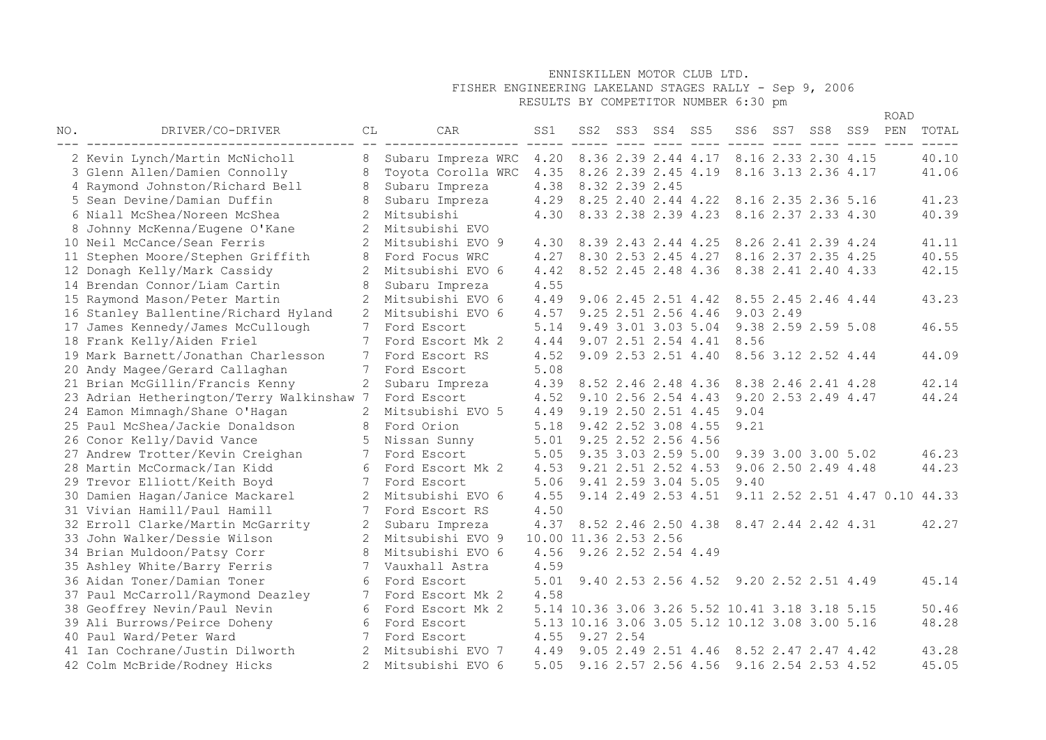ENNISKILLEN MOTOR CLUB LTD.
FISHER ENGINEERING LAKELAND STAGES RALLY - Sep 9, 2006
RESULTS BY COMPETITOR NUMBER 6:30 pm

| NO. | DRIVER/CO-DRIVER | CL | CAR | SS1 | SS2 | SS3 | SS4 | SS5 | SS6 | SS7 | SS8 | SS9 | ROAD PEN | TOTAL |
|---|---|---|---|---|---|---|---|---|---|---|---|---|---|---|
| 2 | Kevin Lynch/Martin McNicholl | 8 | Subaru Impreza WRC | 4.20 | 8.36 | 2.39 | 2.44 | 4.17 | 8.16 | 2.33 | 2.30 | 4.15 | | 40.10 |
| 3 | Glenn Allen/Damien Connolly | 8 | Toyota Corolla WRC | 4.35 | 8.26 | 2.39 | 2.45 | 4.19 | 8.16 | 3.13 | 2.36 | 4.17 | | 41.06 |
| 4 | Raymond Johnston/Richard Bell | 8 | Subaru Impreza | 4.38 | 8.32 | 2.39 | 2.45 | | | | | | | |
| 5 | Sean Devine/Damian Duffin | 8 | Subaru Impreza | 4.29 | 8.25 | 2.40 | 2.44 | 4.22 | 8.16 | 2.35 | 2.36 | 5.16 | | 41.23 |
| 6 | Niall McShea/Noreen McShea | 2 | Mitsubishi | 4.30 | 8.33 | 2.38 | 2.39 | 4.23 | 8.16 | 2.37 | 2.33 | 4.30 | | 40.39 |
| 8 | Johnny McKenna/Eugene O'Kane | 2 | Mitsubishi EVO | | | | | | | | | | | |
| 10 | Neil McCance/Sean Ferris | 2 | Mitsubishi EVO 9 | 4.30 | 8.39 | 2.43 | 2.44 | 4.25 | 8.26 | 2.41 | 2.39 | 4.24 | | 41.11 |
| 11 | Stephen Moore/Stephen Griffith | 8 | Ford Focus WRC | 4.27 | 8.30 | 2.53 | 2.45 | 4.27 | 8.16 | 2.37 | 2.35 | 4.25 | | 40.55 |
| 12 | Donagh Kelly/Mark Cassidy | 2 | Mitsubishi EVO 6 | 4.42 | 8.52 | 2.45 | 2.48 | 4.36 | 8.38 | 2.41 | 2.40 | 4.33 | | 42.15 |
| 14 | Brendan Connor/Liam Cartin | 8 | Subaru Impreza | 4.55 | | | | | | | | | | |
| 15 | Raymond Mason/Peter Martin | 2 | Mitsubishi EVO 6 | 4.49 | 9.06 | 2.45 | 2.51 | 4.42 | 8.55 | 2.45 | 2.46 | 4.44 | | 43.23 |
| 16 | Stanley Ballentine/Richard Hyland | 2 | Mitsubishi EVO 6 | 4.57 | 9.25 | 2.51 | 2.56 | 4.46 | 9.03 | 2.49 | | | | |
| 17 | James Kennedy/James McCullough | 7 | Ford Escort | 5.14 | 9.49 | 3.01 | 3.03 | 5.04 | 9.38 | 2.59 | 2.59 | 5.08 | | 46.55 |
| 18 | Frank Kelly/Aiden Friel | 7 | Ford Escort Mk 2 | 4.44 | 9.07 | 2.51 | 2.54 | 4.41 | 8.56 | | | | | |
| 19 | Mark Barnett/Jonathan Charlesson | 7 | Ford Escort RS | 4.52 | 9.09 | 2.53 | 2.51 | 4.40 | 8.56 | 3.12 | 2.52 | 4.44 | | 44.09 |
| 20 | Andy Magee/Gerard Callaghan | 7 | Ford Escort | 5.08 | | | | | | | | | | |
| 21 | Brian McGillin/Francis Kenny | 2 | Subaru Impreza | 4.39 | 8.52 | 2.46 | 2.48 | 4.36 | 8.38 | 2.46 | 2.41 | 4.28 | | 42.14 |
| 23 | Adrian Hetherington/Terry Walkinshaw | 7 | Ford Escort | 4.52 | 9.10 | 2.56 | 2.54 | 4.43 | 9.20 | 2.53 | 2.49 | 4.47 | | 44.24 |
| 24 | Eamon Mimnagh/Shane O'Hagan | 2 | Mitsubishi EVO 5 | 4.49 | 9.19 | 2.50 | 2.51 | 4.45 | 9.04 | | | | | |
| 25 | Paul McShea/Jackie Donaldson | 8 | Ford Orion | 5.18 | 9.42 | 2.52 | 3.08 | 4.55 | 9.21 | | | | | |
| 26 | Conor Kelly/David Vance | 5 | Nissan Sunny | 5.01 | 9.25 | 2.52 | 2.56 | 4.56 | | | | | | |
| 27 | Andrew Trotter/Kevin Creighan | 7 | Ford Escort | 5.05 | 9.35 | 3.03 | 2.59 | 5.00 | 9.39 | 3.00 | 3.00 | 5.02 | | 46.23 |
| 28 | Martin McCormack/Ian Kidd | 6 | Ford Escort Mk 2 | 4.53 | 9.21 | 2.51 | 2.52 | 4.53 | 9.06 | 2.50 | 2.49 | 4.48 | | 44.23 |
| 29 | Trevor Elliott/Keith Boyd | 7 | Ford Escort | 5.06 | 9.41 | 2.59 | 3.04 | 5.05 | 9.40 | | | | | |
| 30 | Damien Hagan/Janice Mackarel | 2 | Mitsubishi EVO 6 | 4.55 | 9.14 | 2.49 | 2.53 | 4.51 | 9.11 | 2.52 | 2.51 | 4.47 | 0.10 | 44.33 |
| 31 | Vivian Hamill/Paul Hamill | 7 | Ford Escort RS | 4.50 | | | | | | | | | | |
| 32 | Erroll Clarke/Martin McGarrity | 2 | Subaru Impreza | 4.37 | 8.52 | 2.46 | 2.50 | 4.38 | 8.47 | 2.44 | 2.42 | 4.31 | | 42.27 |
| 33 | John Walker/Dessie Wilson | 2 | Mitsubishi EVO 9 | 10.00 | 11.36 | 2.53 | 2.56 | | | | | | | |
| 34 | Brian Muldoon/Patsy Corr | 8 | Mitsubishi EVO 6 | 4.56 | 9.26 | 2.52 | 2.54 | 4.49 | | | | | | |
| 35 | Ashley White/Barry Ferris | 7 | Vauxhall Astra | 4.59 | | | | | | | | | | |
| 36 | Aidan Toner/Damian Toner | 6 | Ford Escort | 5.01 | 9.40 | 2.53 | 2.56 | 4.52 | 9.20 | 2.52 | 2.51 | 4.49 | | 45.14 |
| 37 | Paul McCarroll/Raymond Deazley | 7 | Ford Escort Mk 2 | 4.58 | | | | | | | | | | |
| 38 | Geoffrey Nevin/Paul Nevin | 6 | Ford Escort Mk 2 | 5.14 | 10.36 | 3.06 | 3.26 | 5.52 | 10.41 | 3.18 | 3.18 | 5.15 | | 50.46 |
| 39 | Ali Burrows/Peirce Doheny | 6 | Ford Escort | 5.13 | 10.16 | 3.06 | 3.05 | 5.12 | 10.12 | 3.08 | 3.00 | 5.16 | | 48.28 |
| 40 | Paul Ward/Peter Ward | 7 | Ford Escort | 4.55 | 9.27 | 2.54 | | | | | | | | |
| 41 | Ian Cochrane/Justin Dilworth | 2 | Mitsubishi EVO 7 | 4.49 | 9.05 | 2.49 | 2.51 | 4.46 | 8.52 | 2.47 | 2.47 | 4.42 | | 43.28 |
| 42 | Colm McBride/Rodney Hicks | 2 | Mitsubishi EVO 6 | 5.05 | 9.16 | 2.57 | 2.56 | 4.56 | 9.16 | 2.54 | 2.53 | 4.52 | | 45.05 |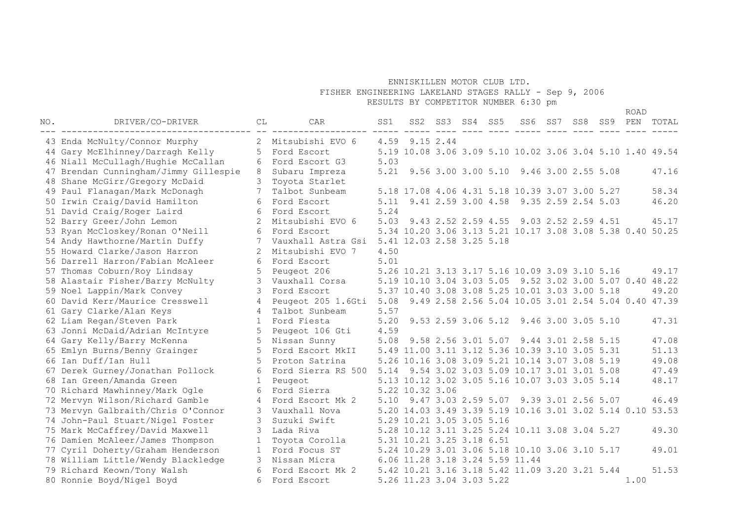ENNISKILLEN MOTOR CLUB LTD.

FISHER ENGINEERING LAKELAND STAGES RALLY - Sep 9, 2006

RESULTS BY COMPETITOR NUMBER 6:30 pm

| NO. | DRIVER/CO-DRIVER | CL | CAR | SS1 | SS2 | SS3 | SS4 | SS5 | SS6 | SS7 | SS8 | SS9 | ROAD PEN | TOTAL |
|---|---|---|---|---|---|---|---|---|---|---|---|---|---|---|
| 43 | Enda McNulty/Connor Murphy | 2 | Mitsubishi EVO 6 | 4.59 | 9.15 | 2.44 | | | | | | | | |
| 44 | Gary McElhinney/Darragh Kelly | 5 | Ford Escort | 5.19 | 10.08 | 3.06 | 3.09 | 5.10 | 10.02 | 3.06 | 3.04 | 5.10 | 1.40 | 49.54 |
| 46 | Niall McCullagh/Hughie McCallan | 6 | Ford Escort G3 | 5.03 | | | | | | | | | | |
| 47 | Brendan Cunningham/Jimmy Gillespie | 8 | Subaru Impreza | 5.21 | 9.56 | 3.00 | 3.00 | 5.10 | 9.46 | 3.00 | 2.55 | 5.08 | | 47.16 |
| 48 | Shane McGirr/Gregory McDaid | 3 | Toyota Starlet | | | | | | | | | | | |
| 49 | Paul Flanagan/Mark McDonagh | 7 | Talbot Sunbeam | 5.18 | 17.08 | 4.06 | 4.31 | 5.18 | 10.39 | 3.07 | 3.00 | 5.27 | | 58.34 |
| 50 | Irwin Craig/David Hamilton | 6 | Ford Escort | 5.11 | 9.41 | 2.59 | 3.00 | 4.58 | 9.35 | 2.59 | 2.54 | 5.03 | | 46.20 |
| 51 | David Craig/Roger Laird | 6 | Ford Escort | 5.24 | | | | | | | | | | |
| 52 | Barry Greer/John Lemon | 2 | Mitsubishi EVO 6 | 5.03 | 9.43 | 2.52 | 2.59 | 4.55 | 9.03 | 2.52 | 2.59 | 4.51 | | 45.17 |
| 53 | Ryan McCloskey/Ronan O'Neill | 6 | Ford Escort | 5.34 | 10.20 | 3.06 | 3.13 | 5.21 | 10.17 | 3.08 | 3.08 | 5.38 | 0.40 | 50.25 |
| 54 | Andy Hawthorne/Martin Duffy | 7 | Vauxhall Astra Gsi | 5.41 | 12.03 | 2.58 | 3.25 | 5.18 | | | | | | |
| 55 | Howard Clarke/Jason Harron | 2 | Mitsubishi EVO 7 | 4.50 | | | | | | | | | | |
| 56 | Darrell Harron/Fabian McAleer | 6 | Ford Escort | 5.01 | | | | | | | | | | |
| 57 | Thomas Coburn/Roy Lindsay | 5 | Peugeot 206 | 5.26 | 10.21 | 3.13 | 3.17 | 5.16 | 10.09 | 3.09 | 3.10 | 5.16 | | 49.17 |
| 58 | Alastair Fisher/Barry McNulty | 3 | Vauxhall Corsa | 5.19 | 10.10 | 3.04 | 3.03 | 5.05 | 9.52 | 3.02 | 3.00 | 5.07 | 0.40 | 48.22 |
| 59 | Noel Lappin/Mark Convey | 3 | Ford Escort | 5.37 | 10.40 | 3.08 | 3.08 | 5.25 | 10.01 | 3.03 | 3.00 | 5.18 | | 49.20 |
| 60 | David Kerr/Maurice Cresswell | 4 | Peugeot 205 1.6Gti | 5.08 | 9.49 | 2.58 | 2.56 | 5.04 | 10.05 | 3.01 | 2.54 | 5.04 | 0.40 | 47.39 |
| 61 | Gary Clarke/Alan Keys | 4 | Talbot Sunbeam | 5.57 | | | | | | | | | | |
| 62 | Liam Regan/Steven Park | 1 | Ford Fiesta | 5.20 | 9.53 | 2.59 | 3.06 | 5.12 | 9.46 | 3.00 | 3.05 | 5.10 | | 47.31 |
| 63 | Jonni McDaid/Adrian McIntyre | 5 | Peugeot 106 Gti | 4.59 | | | | | | | | | | |
| 64 | Gary Kelly/Barry McKenna | 5 | Nissan Sunny | 5.08 | 9.58 | 2.56 | 3.01 | 5.07 | 9.44 | 3.01 | 2.58 | 5.15 | | 47.08 |
| 65 | Emlyn Burns/Benny Grainger | 5 | Ford Escort MkII | 5.49 | 11.00 | 3.11 | 3.12 | 5.36 | 10.39 | 3.10 | 3.05 | 5.31 | | 51.13 |
| 66 | Ian Duff/Ian Hull | 5 | Proton Satrina | 5.26 | 10.16 | 3.08 | 3.09 | 5.21 | 10.14 | 3.07 | 3.08 | 5.19 | | 49.08 |
| 67 | Derek Gurney/Jonathan Pollock | 6 | Ford Sierra RS 500 | 5.14 | 9.54 | 3.02 | 3.03 | 5.09 | 10.17 | 3.01 | 3.01 | 5.08 | | 47.49 |
| 68 | Ian Green/Amanda Green | 1 | Peugeot | 5.13 | 10.12 | 3.02 | 3.05 | 5.16 | 10.07 | 3.03 | 3.05 | 5.14 | | 48.17 |
| 70 | Richard Mawhinney/Mark Ogle | 6 | Ford Sierra | 5.22 | 10.32 | 3.06 | | | | | | | | |
| 72 | Mervyn Wilson/Richard Gamble | 4 | Ford Escort Mk 2 | 5.10 | 9.47 | 3.03 | 2.59 | 5.07 | 9.39 | 3.01 | 2.56 | 5.07 | | 46.49 |
| 73 | Mervyn Galbraith/Chris O'Connor | 3 | Vauxhall Nova | 5.20 | 14.03 | 3.49 | 3.39 | 5.19 | 10.16 | 3.01 | 3.02 | 5.14 | 0.10 | 53.53 |
| 74 | John-Paul Stuart/Nigel Foster | 3 | Suzuki Swift | 5.29 | 10.21 | 3.05 | 3.05 | 5.16 | | | | | | |
| 75 | Mark McCaffrey/David Maxwell | 3 | Lada Riva | 5.28 | 10.12 | 3.11 | 3.25 | 5.24 | 10.11 | 3.08 | 3.04 | 5.27 | | 49.30 |
| 76 | Damien McAleer/James Thompson | 1 | Toyota Corolla | 5.31 | 10.21 | 3.25 | 3.18 | 6.51 | | | | | | |
| 77 | Cyril Doherty/Graham Henderson | 1 | Ford Focus ST | 5.24 | 10.29 | 3.01 | 3.06 | 5.18 | 10.10 | 3.06 | 3.10 | 5.17 | | 49.01 |
| 78 | William Little/Wendy Blackledge | 3 | Nissan Micra | 6.06 | 11.28 | 3.18 | 3.24 | 5.59 | 11.44 | | | | | |
| 79 | Richard Keown/Tony Walsh | 6 | Ford Escort Mk 2 | 5.42 | 10.21 | 3.16 | 3.18 | 5.42 | 11.09 | 3.20 | 3.21 | 5.44 | | 51.53 |
| 80 | Ronnie Boyd/Nigel Boyd | 6 | Ford Escort | 5.26 | 11.23 | 3.04 | 3.03 | 5.22 | | | | | 1.00 | |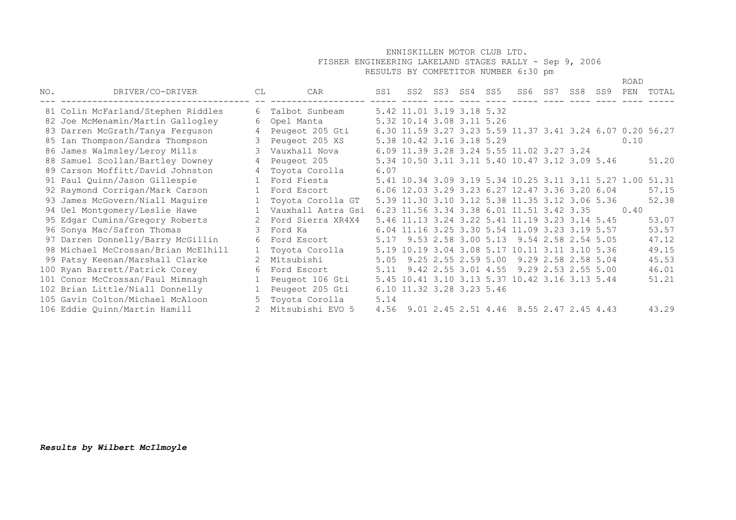ENNISKILLEN MOTOR CLUB LTD.
FISHER ENGINEERING LAKELAND STAGES RALLY - Sep 9, 2006
RESULTS BY COMPETITOR NUMBER 6:30 pm

| NO. | DRIVER/CO-DRIVER | CL | CAR | SS1 | SS2 | SS3 | SS4 | SS5 | SS6 | SS7 | SS8 | SS9 | ROAD PEN | TOTAL |
|---|---|---|---|---|---|---|---|---|---|---|---|---|---|---|
| 81 | Colin McFarland/Stephen Riddles | 6 | Talbot Sunbeam | 5.42 | 11.01 | 3.19 | 3.18 | 5.32 | | | | | | |
| 82 | Joe McMenamin/Martin Gallogley | 6 | Opel Manta | 5.32 | 10.14 | 3.08 | 3.11 | 5.26 | | | | | | |
| 83 | Darren McGrath/Tanya Ferguson | 4 | Peugeot 205 Gti | 6.30 | 11.59 | 3.27 | 3.23 | 5.59 | 11.37 | 3.41 | 3.24 | 6.07 | 0.20 | 56.27 |
| 85 | Ian Thompson/Sandra Thompson | 3 | Peugeot 205 XS | 5.38 | 10.42 | 3.16 | 3.18 | 5.29 | | | | | 0.10 | |
| 86 | James Walmsley/Leroy Mills | 3 | Vauxhall Nova | 6.09 | 11.39 | 3.28 | 3.24 | 5.55 | 11.02 | 3.27 | 3.24 | | | |
| 88 | Samuel Scollan/Bartley Downey | 4 | Peugeot 205 | 5.34 | 10.50 | 3.11 | 3.11 | 5.40 | 10.47 | 3.12 | 3.09 | 5.46 | | 51.20 |
| 89 | Carson Moffitt/David Johnston | 4 | Toyota Corolla | 6.07 | | | | | | | | | | |
| 91 | Paul Quinn/Jason Gillespie | 1 | Ford Fiesta | 5.41 | 10.34 | 3.09 | 3.19 | 5.34 | 10.25 | 3.11 | 3.11 | 5.27 | 1.00 | 51.31 |
| 92 | Raymond Corrigan/Mark Carson | 1 | Ford Escort | 6.06 | 12.03 | 3.29 | 3.23 | 6.27 | 12.47 | 3.36 | 3.20 | 6.04 | | 57.15 |
| 93 | James McGovern/Niall Maguire | 1 | Toyota Corolla GT | 5.39 | 11.30 | 3.10 | 3.12 | 5.38 | 11.35 | 3.12 | 3.06 | 5.36 | | 52.38 |
| 94 | Uel Montgomery/Leslie Hawe | 1 | Vauxhall Astra Gsi | 6.23 | 11.56 | 3.34 | 3.38 | 6.01 | 11.51 | 3.42 | 3.35 | | 0.40 | |
| 95 | Edgar Cumins/Gregory Roberts | 2 | Ford Sierra XR4X4 | 5.46 | 11.13 | 3.24 | 3.22 | 5.41 | 11.19 | 3.23 | 3.14 | 5.45 | | 53.07 |
| 96 | Sonya Mac/Safron Thomas | 3 | Ford Ka | 6.04 | 11.16 | 3.25 | 3.30 | 5.54 | 11.09 | 3.23 | 3.19 | 5.57 | | 53.57 |
| 97 | Darren Donnelly/Barry McGillin | 6 | Ford Escort | 5.17 | 9.53 | 2.58 | 3.00 | 5.13 | 9.54 | 2.58 | 2.54 | 5.05 | | 47.12 |
| 98 | Michael McCrossan/Brian McElhill | 1 | Toyota Corolla | 5.19 | 10.19 | 3.04 | 3.08 | 5.17 | 10.11 | 3.11 | 3.10 | 5.36 | | 49.15 |
| 99 | Patsy Keenan/Marshall Clarke | 2 | Mitsubishi | 5.05 | 9.25 | 2.55 | 2.59 | 5.00 | 9.29 | 2.58 | 2.58 | 5.04 | | 45.53 |
| 100 | Ryan Barrett/Patrick Corey | 6 | Ford Escort | 5.11 | 9.42 | 2.55 | 3.01 | 4.55 | 9.29 | 2.53 | 2.55 | 5.00 | | 46.01 |
| 101 | Conor McCrossan/Paul Mimnagh | 1 | Peugeot 106 Gti | 5.45 | 10.41 | 3.10 | 3.13 | 5.37 | 10.42 | 3.16 | 3.13 | 5.44 | | 51.21 |
| 102 | Brian Little/Niall Donnelly | 1 | Peugeot 205 Gti | 6.10 | 11.32 | 3.28 | 3.23 | 5.46 | | | | | | |
| 105 | Gavin Colton/Michael McAloon | 5 | Toyota Corolla | 5.14 | | | | | | | | | | |
| 106 | Eddie Quinn/Martin Hamill | 2 | Mitsubishi EVO 5 | 4.56 | 9.01 | 2.45 | 2.51 | 4.46 | 8.55 | 2.47 | 2.45 | 4.43 | | 43.29 |

***Results by Wilbert McIlmoyle***